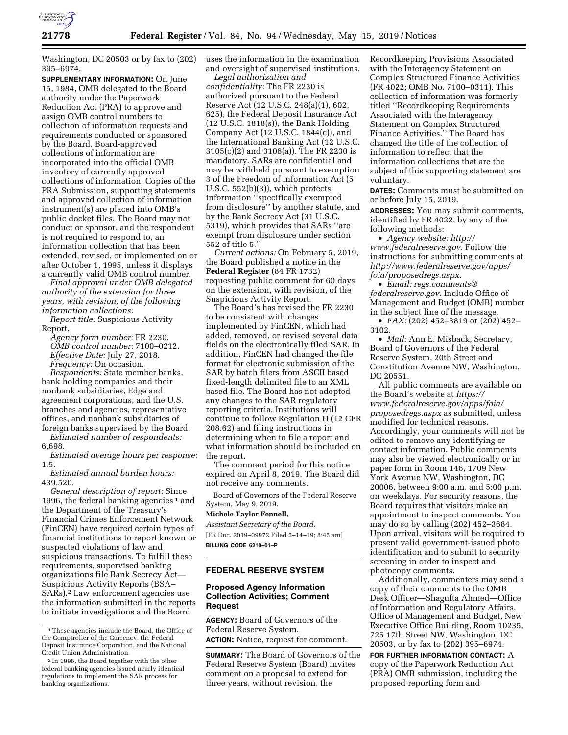Washington, DC 20503 or by fax to (202) 395–6974.

**SUPPLEMENTARY INFORMATION:** On June 15, 1984, OMB delegated to the Board authority under the Paperwork Reduction Act (PRA) to approve and assign OMB control numbers to collection of information requests and requirements conducted or sponsored by the Board. Board-approved collections of information are incorporated into the official OMB inventory of currently approved collections of information. Copies of the PRA Submission, supporting statements and approved collection of information instrument(s) are placed into OMB's public docket files. The Board may not conduct or sponsor, and the respondent is not required to respond to, an information collection that has been extended, revised, or implemented on or after October 1, 1995, unless it displays a currently valid OMB control number.

*Final approval under OMB delegated authority of the extension for three years, with revision, of the following information collections:*

*Report title:* Suspicious Activity Report.

*Agency form number:* FR 2230.

*OMB control number:* 7100–0212.

*Effective Date:* July 27, 2018.

*Frequency:* On occasion.

*Respondents:* State member banks, bank holding companies and their nonbank subsidiaries, Edge and agreement corporations, and the U.S. branches and agencies, representative offices, and nonbank subsidiaries of foreign banks supervised by the Board.

*Estimated number of respondents:* 6,698.

*Estimated average hours per response:* 1.5.

*Estimated annual burden hours:* 439,520.

*General description of report:* Since 1996, the federal banking agencies [1] and the Department of the Treasury's Financial Crimes Enforcement Network (FinCEN) have required certain types of financial institutions to report known or suspected violations of law and suspicious transactions. To fulfill these requirements, supervised banking organizations file Bank Secrecy Act—Suspicious Activity Reports (BSA–SARs).[2] Law enforcement agencies use the information submitted in the reports to initiate investigations and the Board uses the information in the examination and oversight of supervised institutions.

*Legal authorization and confidentiality:* The FR 2230 is authorized pursuant to the Federal Reserve Act (12 U.S.C. 248(a)(1), 602, 625), the Federal Deposit Insurance Act (12 U.S.C. 1818(s)), the Bank Holding Company Act (12 U.S.C. 1844(c)), and the International Banking Act (12 U.S.C. 3105(c)(2) and 3106(a)). The FR 2230 is mandatory. SARs are confidential and may be withheld pursuant to exemption 3 of the Freedom of Information Act (5 U.S.C. 552(b)(3)), which protects information ''specifically exempted from disclosure'' by another statute, and by the Bank Secrecy Act (31 U.S.C. 5319), which provides that SARs ''are exempt from disclosure under section 552 of title 5.''

*Current actions:* On February 5, 2019, the Board published a notice in the **Federal Register** (84 FR 1732) requesting public comment for 60 days on the extension, with revision, of the Suspicious Activity Report.

The Board's has revised the FR 2230 to be consistent with changes implemented by FinCEN, which had added, removed, or revised several data fields on the electronically filed SAR. In addition, FinCEN had changed the file format for electronic submission of the SAR by batch filers from ASCII based fixed-length delimited file to an XML based file. The Board has not adopted any changes to the SAR regulatory reporting criteria. Institutions will continue to follow Regulation H (12 CFR 208.62) and filing instructions in determining when to file a report and what information should be included on the report.

The comment period for this notice expired on April 8, 2019. The Board did not receive any comments.

Board of Governors of the Federal Reserve System, May 9, 2019.

**Michele Taylor Fennell,**

*Assistant Secretary of the Board.*

[FR Doc. 2019–09972 Filed 5–14–19; 8:45 am]

**BILLING CODE 6210–01–P**

[1] These agencies include the Board, the Office of the Comptroller of the Currency, the Federal Deposit Insurance Corporation, and the National Credit Union Administration.

[2] In 1996, the Board together with the other federal banking agencies issued nearly identical regulations to implement the SAR process for banking organizations.

## FEDERAL RESERVE SYSTEM

### Proposed Agency Information Collection Activities; Comment Request

**AGENCY:** Board of Governors of the Federal Reserve System.

**ACTION:** Notice, request for comment.

**SUMMARY:** The Board of Governors of the Federal Reserve System (Board) invites comment on a proposal to extend for three years, without revision, the Recordkeeping Provisions Associated with the Interagency Statement on Complex Structured Finance Activities (FR 4022; OMB No. 7100–0311). This collection of information was formerly titled ''Recordkeeping Requirements Associated with the Interagency Statement on Complex Structured Finance Activities.'' The Board has changed the title of the collection of information to reflect that the information collections that are the subject of this supporting statement are voluntary.

**DATES:** Comments must be submitted on or before July 15, 2019.

**ADDRESSES:** You may submit comments, identified by FR 4022, by any of the following methods:

- *Agency website: http://www.federalreserve.gov.* Follow the instructions for submitting comments at *http://www.federalreserve.gov/apps/foia/proposedregs.aspx.*
- *Email: regs.comments@federalreserve.gov.* Include Office of Management and Budget (OMB) number in the subject line of the message.
- *FAX:* (202) 452–3819 or (202) 452–3102.
- *Mail:* Ann E. Misback, Secretary, Board of Governors of the Federal Reserve System, 20th Street and Constitution Avenue NW, Washington, DC 20551.

All public comments are available on the Board's website at *https://www.federalreserve.gov/apps/foia/proposedregs.aspx* as submitted, unless modified for technical reasons. Accordingly, your comments will not be edited to remove any identifying or contact information. Public comments may also be viewed electronically or in paper form in Room 146, 1709 New York Avenue NW, Washington, DC 20006, between 9:00 a.m. and 5:00 p.m. on weekdays. For security reasons, the Board requires that visitors make an appointment to inspect comments. You may do so by calling (202) 452–3684. Upon arrival, visitors will be required to present valid government-issued photo identification and to submit to security screening in order to inspect and photocopy comments.

Additionally, commenters may send a copy of their comments to the OMB Desk Officer—Shagufta Ahmed—Office of Information and Regulatory Affairs, Office of Management and Budget, New Executive Office Building, Room 10235, 725 17th Street NW, Washington, DC 20503, or by fax to (202) 395–6974.

**FOR FURTHER INFORMATION CONTACT:** A copy of the Paperwork Reduction Act (PRA) OMB submission, including the proposed reporting form and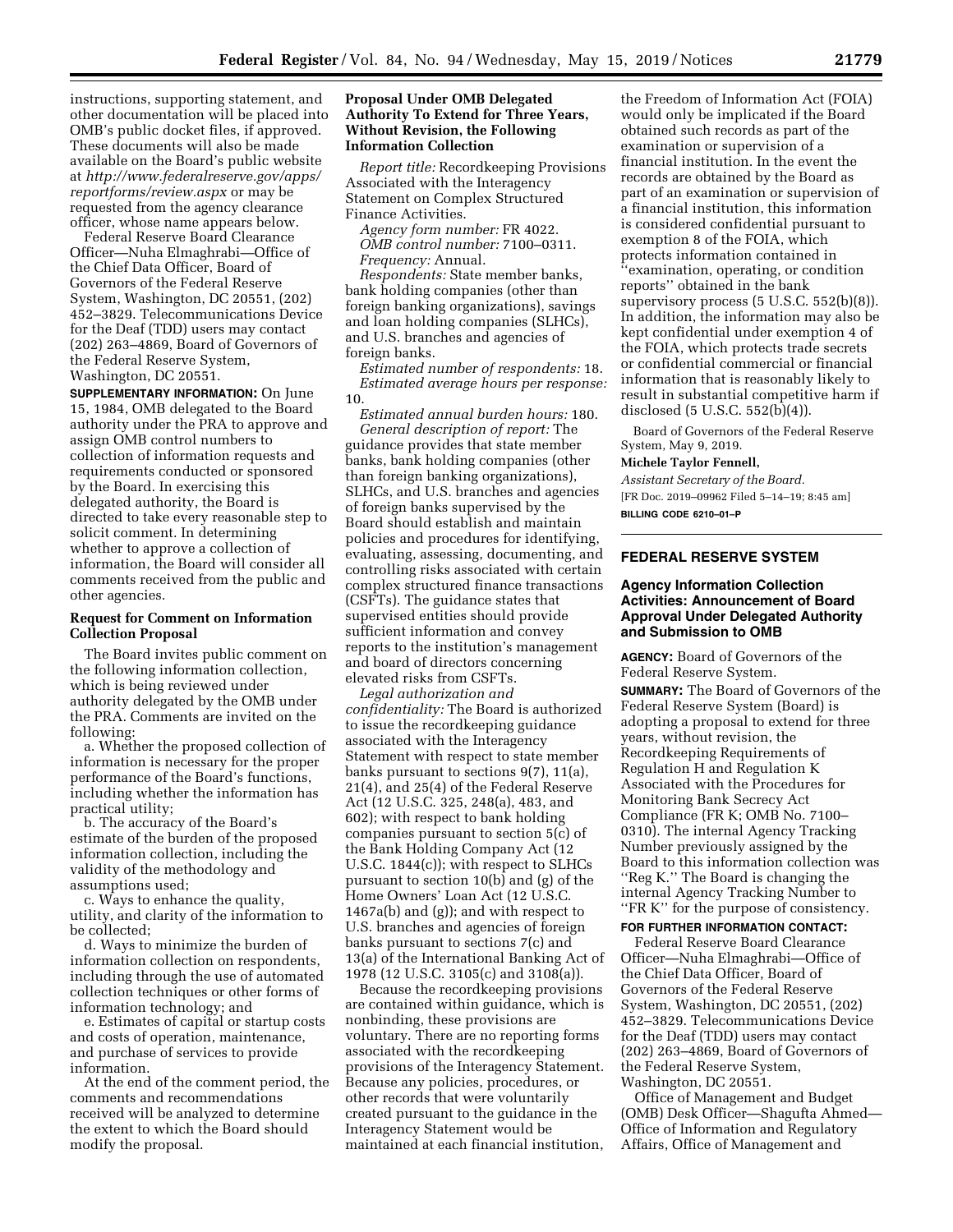instructions, supporting statement, and other documentation will be placed into OMB's public docket files, if approved. These documents will also be made available on the Board's public website at *http://www.federalreserve.gov/apps/reportforms/review.aspx* or may be requested from the agency clearance officer, whose name appears below.

Federal Reserve Board Clearance Officer—Nuha Elmaghrabi—Office of the Chief Data Officer, Board of Governors of the Federal Reserve System, Washington, DC 20551, (202) 452–3829. Telecommunications Device for the Deaf (TDD) users may contact (202) 263–4869, Board of Governors of the Federal Reserve System, Washington, DC 20551.

**SUPPLEMENTARY INFORMATION:** On June 15, 1984, OMB delegated to the Board authority under the PRA to approve and assign OMB control numbers to collection of information requests and requirements conducted or sponsored by the Board. In exercising this delegated authority, the Board is directed to take every reasonable step to solicit comment. In determining whether to approve a collection of information, the Board will consider all comments received from the public and other agencies.

### Request for Comment on Information Collection Proposal

The Board invites public comment on the following information collection, which is being reviewed under authority delegated by the OMB under the PRA. Comments are invited on the following:

a. Whether the proposed collection of information is necessary for the proper performance of the Board's functions, including whether the information has practical utility;

b. The accuracy of the Board's estimate of the burden of the proposed information collection, including the validity of the methodology and assumptions used;

c. Ways to enhance the quality, utility, and clarity of the information to be collected;

d. Ways to minimize the burden of information collection on respondents, including through the use of automated collection techniques or other forms of information technology; and

e. Estimates of capital or startup costs and costs of operation, maintenance, and purchase of services to provide information.

At the end of the comment period, the comments and recommendations received will be analyzed to determine the extent to which the Board should modify the proposal.

### Proposal Under OMB Delegated Authority To Extend for Three Years, Without Revision, the Following Information Collection

*Report title:* Recordkeeping Provisions Associated with the Interagency Statement on Complex Structured Finance Activities.

*Agency form number:* FR 4022.

*OMB control number:* 7100–0311.

*Frequency:* Annual.

*Respondents:* State member banks, bank holding companies (other than foreign banking organizations), savings and loan holding companies (SLHCs), and U.S. branches and agencies of foreign banks.

*Estimated number of respondents:* 18.

*Estimated average hours per response:* 10.

*Estimated annual burden hours:* 180.

*General description of report:* The guidance provides that state member banks, bank holding companies (other than foreign banking organizations), SLHCs, and U.S. branches and agencies of foreign banks supervised by the Board should establish and maintain policies and procedures for identifying, evaluating, assessing, documenting, and controlling risks associated with certain complex structured finance transactions (CSFTs). The guidance states that supervised entities should provide sufficient information and convey reports to the institution's management and board of directors concerning elevated risks from CSFTs.

*Legal authorization and confidentiality:* The Board is authorized to issue the recordkeeping guidance associated with the Interagency Statement with respect to state member banks pursuant to sections 9(7), 11(a), 21(4), and 25(4) of the Federal Reserve Act (12 U.S.C. 325, 248(a), 483, and 602); with respect to bank holding companies pursuant to section 5(c) of the Bank Holding Company Act (12 U.S.C. 1844(c)); with respect to SLHCs pursuant to section 10(b) and (g) of the Home Owners' Loan Act (12 U.S.C. 1467a(b) and (g)); and with respect to U.S. branches and agencies of foreign banks pursuant to sections 7(c) and 13(a) of the International Banking Act of 1978 (12 U.S.C. 3105(c) and 3108(a)).

Because the recordkeeping provisions are contained within guidance, which is nonbinding, these provisions are voluntary. There are no reporting forms associated with the recordkeeping provisions of the Interagency Statement. Because any policies, procedures, or other records that were voluntarily created pursuant to the guidance in the Interagency Statement would be maintained at each financial institution, the Freedom of Information Act (FOIA) would only be implicated if the Board obtained such records as part of the examination or supervision of a financial institution. In the event the records are obtained by the Board as part of an examination or supervision of a financial institution, this information is considered confidential pursuant to exemption 8 of the FOIA, which protects information contained in ''examination, operating, or condition reports'' obtained in the bank supervisory process (5 U.S.C. 552(b)(8)). In addition, the information may also be kept confidential under exemption 4 of the FOIA, which protects trade secrets or confidential commercial or financial information that is reasonably likely to result in substantial competitive harm if disclosed (5 U.S.C. 552(b)(4)).

Board of Governors of the Federal Reserve System, May 9, 2019.

**Michele Taylor Fennell,**

*Assistant Secretary of the Board.*

[FR Doc. 2019–09962 Filed 5–14–19; 8:45 am]

**BILLING CODE 6210–01–P**

---

## FEDERAL RESERVE SYSTEM

### Agency Information Collection Activities: Announcement of Board Approval Under Delegated Authority and Submission to OMB

**AGENCY:** Board of Governors of the Federal Reserve System.

**SUMMARY:** The Board of Governors of the Federal Reserve System (Board) is adopting a proposal to extend for three years, without revision, the Recordkeeping Requirements of Regulation H and Regulation K Associated with the Procedures for Monitoring Bank Secrecy Act Compliance (FR K; OMB No. 7100–0310). The internal Agency Tracking Number previously assigned by the Board to this information collection was ''Reg K.'' The Board is changing the internal Agency Tracking Number to ''FR K'' for the purpose of consistency.

**FOR FURTHER INFORMATION CONTACT:**

Federal Reserve Board Clearance Officer—Nuha Elmaghrabi—Office of the Chief Data Officer, Board of Governors of the Federal Reserve System, Washington, DC 20551, (202) 452–3829. Telecommunications Device for the Deaf (TDD) users may contact (202) 263–4869, Board of Governors of the Federal Reserve System, Washington, DC 20551.

Office of Management and Budget (OMB) Desk Officer—Shagufta Ahmed—Office of Information and Regulatory Affairs, Office of Management and